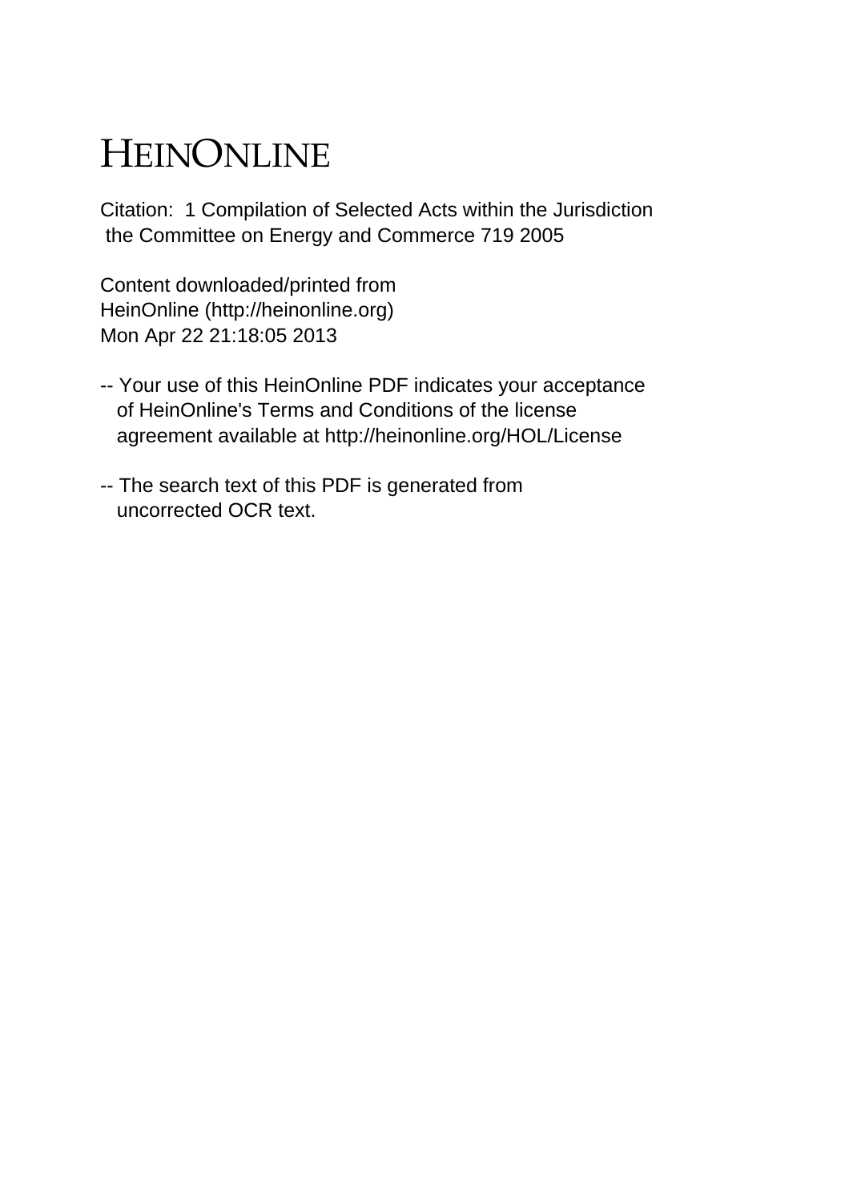# HEINONLINE

Citation: 1 Compilation of Selected Acts within the Jurisdiction the Committee on Energy and Commerce 719 2005

Content downloaded/printed from HeinOnline (http://heinonline.org)
Mon Apr 22 21:18:05 2013

-- Your use of this HeinOnline PDF indicates your acceptance of HeinOnline's Terms and Conditions of the license agreement available at http://heinonline.org/HOL/License

-- The search text of this PDF is generated from uncorrected OCR text.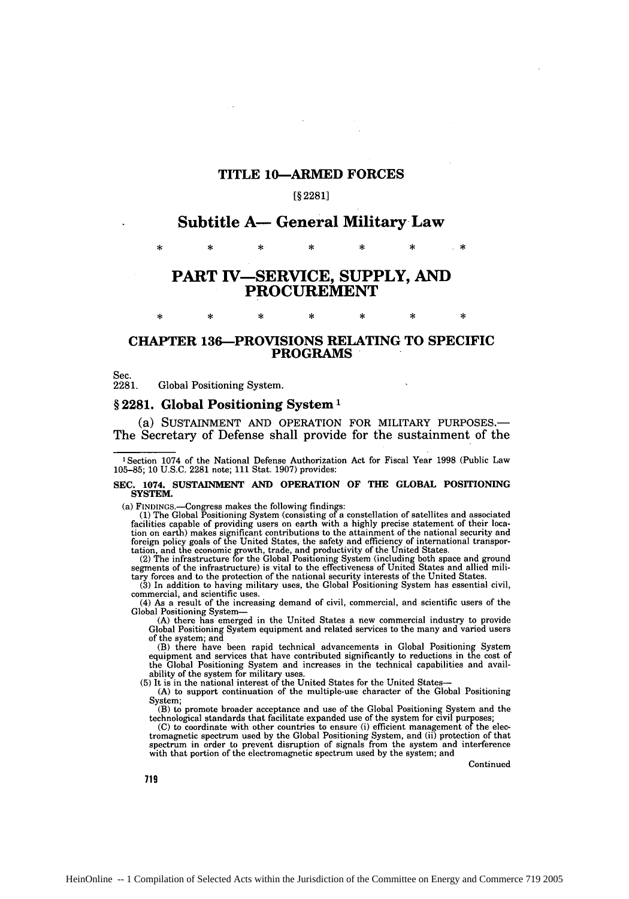# TITLE 10—ARMED FORCES

[§ 2281]

## Subtitle A— General Military Law

\* \* \* \* \* \* \*

## PART IV—SERVICE, SUPPLY, AND PROCUREMENT

\* \* \* \* \* \* \*

### CHAPTER 136—PROVISIONS RELATING TO SPECIFIC PROGRAMS

Sec.
2281. Global Positioning System.

### § 2281. Global Positioning System [1]

(a) SUSTAINMENT AND OPERATION FOR MILITARY PURPOSES.—The Secretary of Defense shall provide for the sustainment of the

---

[1] Section 1074 of the National Defense Authorization Act for Fiscal Year 1998 (Public Law 105–85; 10 U.S.C. 2281 note; 111 Stat. 1907) provides:

**SEC. 1074. SUSTAINMENT AND OPERATION OF THE GLOBAL POSITIONING SYSTEM.**

(a) FINDINGS.—Congress makes the following findings:

(1) The Global Positioning System (consisting of a constellation of satellites and associated facilities capable of providing users on earth with a highly precise statement of their location on earth) makes significant contributions to the attainment of the national security and foreign policy goals of the United States, the safety and efficiency of international transportation, and the economic growth, trade, and productivity of the United States.

(2) The infrastructure for the Global Positioning System (including both space and ground segments of the infrastructure) is vital to the effectiveness of United States and allied military forces and to the protection of the national security interests of the United States.

(3) In addition to having military uses, the Global Positioning System has essential civil, commercial, and scientific uses.

(4) As a result of the increasing demand of civil, commercial, and scientific users of the Global Positioning System—

(A) there has emerged in the United States a new commercial industry to provide Global Positioning System equipment and related services to the many and varied users of the system; and

(B) there have been rapid technical advancements in Global Positioning System equipment and services that have contributed significantly to reductions in the cost of the Global Positioning System and increases in the technical capabilities and availability of the system for military uses.

(5) It is in the national interest of the United States for the United States—

(A) to support continuation of the multiple-use character of the Global Positioning System;

(B) to promote broader acceptance and use of the Global Positioning System and the technological standards that facilitate expanded use of the system for civil purposes;

(C) to coordinate with other countries to ensure (i) efficient management of the electromagnetic spectrum used by the Global Positioning System, and (ii) protection of that spectrum in order to prevent disruption of signals from the system and interference with that portion of the electromagnetic spectrum used by the system; and

Continued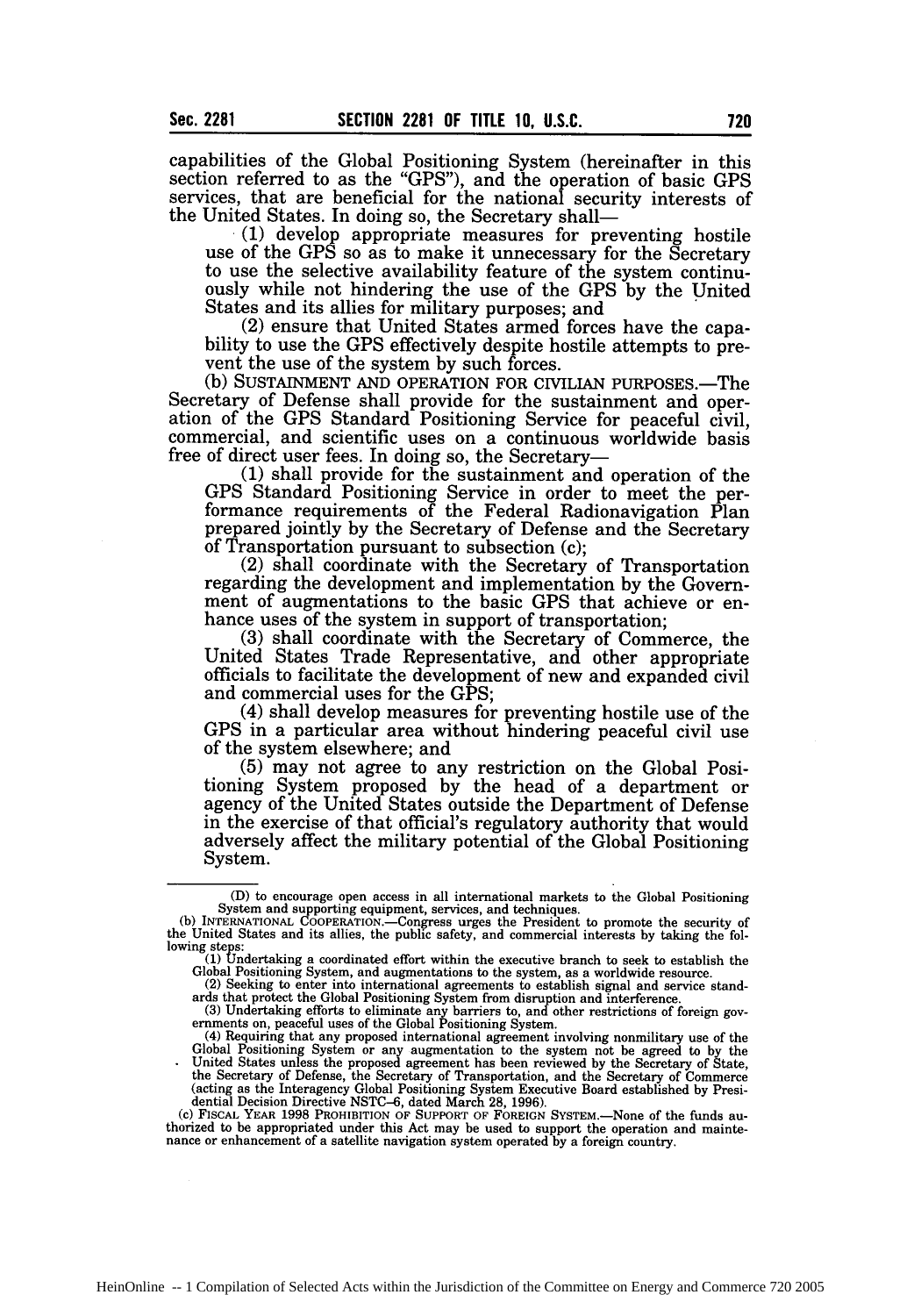capabilities of the Global Positioning System (hereinafter in this section referred to as the "GPS"), and the operation of basic GPS services, that are beneficial for the national security interests of the United States. In doing so, the Secretary shall—

(1) develop appropriate measures for preventing hostile use of the GPS so as to make it unnecessary for the Secretary to use the selective availability feature of the system continuously while not hindering the use of the GPS by the United States and its allies for military purposes; and

(2) ensure that United States armed forces have the capability to use the GPS effectively despite hostile attempts to prevent the use of the system by such forces.

(b) SUSTAINMENT AND OPERATION FOR CIVILIAN PURPOSES.—The Secretary of Defense shall provide for the sustainment and operation of the GPS Standard Positioning Service for peaceful civil, commercial, and scientific uses on a continuous worldwide basis free of direct user fees. In doing so, the Secretary—

(1) shall provide for the sustainment and operation of the GPS Standard Positioning Service in order to meet the performance requirements of the Federal Radionavigation Plan prepared jointly by the Secretary of Defense and the Secretary of Transportation pursuant to subsection (c);

(2) shall coordinate with the Secretary of Transportation regarding the development and implementation by the Government of augmentations to the basic GPS that achieve or enhance uses of the system in support of transportation;

(3) shall coordinate with the Secretary of Commerce, the United States Trade Representative, and other appropriate officials to facilitate the development of new and expanded civil and commercial uses for the GPS;

(4) shall develop measures for preventing hostile use of the GPS in a particular area without hindering peaceful civil use of the system elsewhere; and

(5) may not agree to any restriction on the Global Positioning System proposed by the head of a department or agency of the United States outside the Department of Defense in the exercise of that official's regulatory authority that would adversely affect the military potential of the Global Positioning System.

---

(D) to encourage open access in all international markets to the Global Positioning System and supporting equipment, services, and techniques.

(b) INTERNATIONAL COOPERATION.—Congress urges the President to promote the security of the United States and its allies, the public safety, and commercial interests by taking the following steps:

(1) Undertaking a coordinated effort within the executive branch to seek to establish the Global Positioning System, and augmentations to the system, as a worldwide resource.

(2) Seeking to enter into international agreements to establish signal and service standards that protect the Global Positioning System from disruption and interference.

(3) Undertaking efforts to eliminate any barriers to, and other restrictions of foreign governments on, peaceful uses of the Global Positioning System.

(4) Requiring that any proposed international agreement involving nonmilitary use of the Global Positioning System or any augmentation to the system not be agreed to by the United States unless the proposed agreement has been reviewed by the Secretary of State, the Secretary of Defense, the Secretary of Transportation, and the Secretary of Commerce (acting as the Interagency Global Positioning System Executive Board established by Presidential Decision Directive NSTC–6, dated March 28, 1996).

(c) FISCAL YEAR 1998 PROHIBITION OF SUPPORT OF FOREIGN SYSTEM.—None of the funds authorized to be appropriated under this Act may be used to support the operation and maintenance or enhancement of a satellite navigation system operated by a foreign country.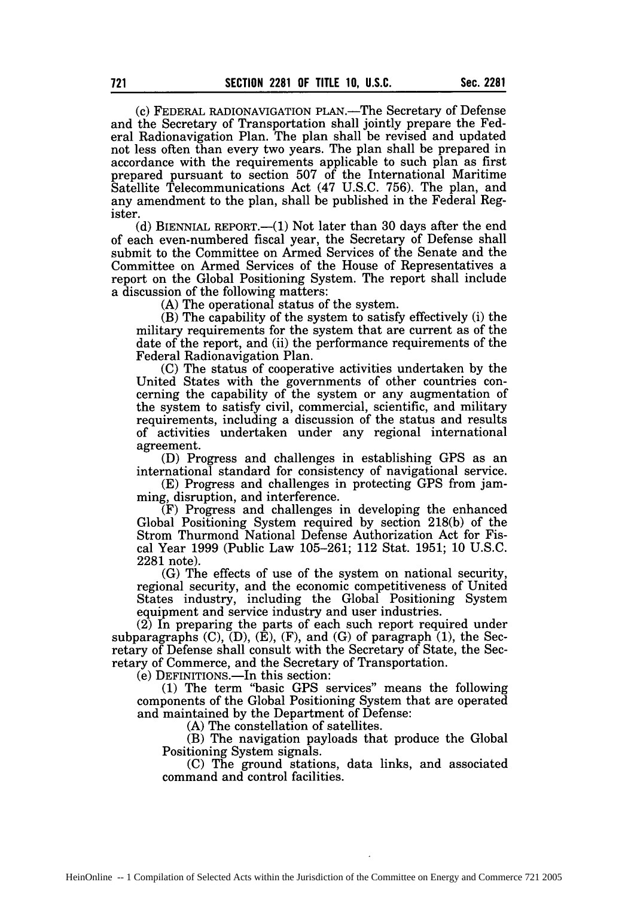(c) FEDERAL RADIONAVIGATION PLAN.—The Secretary of Defense and the Secretary of Transportation shall jointly prepare the Federal Radionavigation Plan. The plan shall be revised and updated not less often than every two years. The plan shall be prepared in accordance with the requirements applicable to such plan as first prepared pursuant to section 507 of the International Maritime Satellite Telecommunications Act (47 U.S.C. 756). The plan, and any amendment to the plan, shall be published in the Federal Register.

(d) BIENNIAL REPORT.—(1) Not later than 30 days after the end of each even-numbered fiscal year, the Secretary of Defense shall submit to the Committee on Armed Services of the Senate and the Committee on Armed Services of the House of Representatives a report on the Global Positioning System. The report shall include a discussion of the following matters:

(A) The operational status of the system.

(B) The capability of the system to satisfy effectively (i) the military requirements for the system that are current as of the date of the report, and (ii) the performance requirements of the Federal Radionavigation Plan.

(C) The status of cooperative activities undertaken by the United States with the governments of other countries concerning the capability of the system or any augmentation of the system to satisfy civil, commercial, scientific, and military requirements, including a discussion of the status and results of activities undertaken under any regional international agreement.

(D) Progress and challenges in establishing GPS as an international standard for consistency of navigational service.

(E) Progress and challenges in protecting GPS from jamming, disruption, and interference.

(F) Progress and challenges in developing the enhanced Global Positioning System required by section 218(b) of the Strom Thurmond National Defense Authorization Act for Fiscal Year 1999 (Public Law 105–261; 112 Stat. 1951; 10 U.S.C. 2281 note).

(G) The effects of use of the system on national security, regional security, and the economic competitiveness of United States industry, including the Global Positioning System equipment and service industry and user industries.

(2) In preparing the parts of each such report required under subparagraphs (C), (D), (E), (F), and (G) of paragraph (1), the Secretary of Defense shall consult with the Secretary of State, the Secretary of Commerce, and the Secretary of Transportation.

(e) DEFINITIONS.—In this section:

(1) The term "basic GPS services" means the following components of the Global Positioning System that are operated and maintained by the Department of Defense:

(A) The constellation of satellites.

(B) The navigation payloads that produce the Global Positioning System signals.

(C) The ground stations, data links, and associated command and control facilities.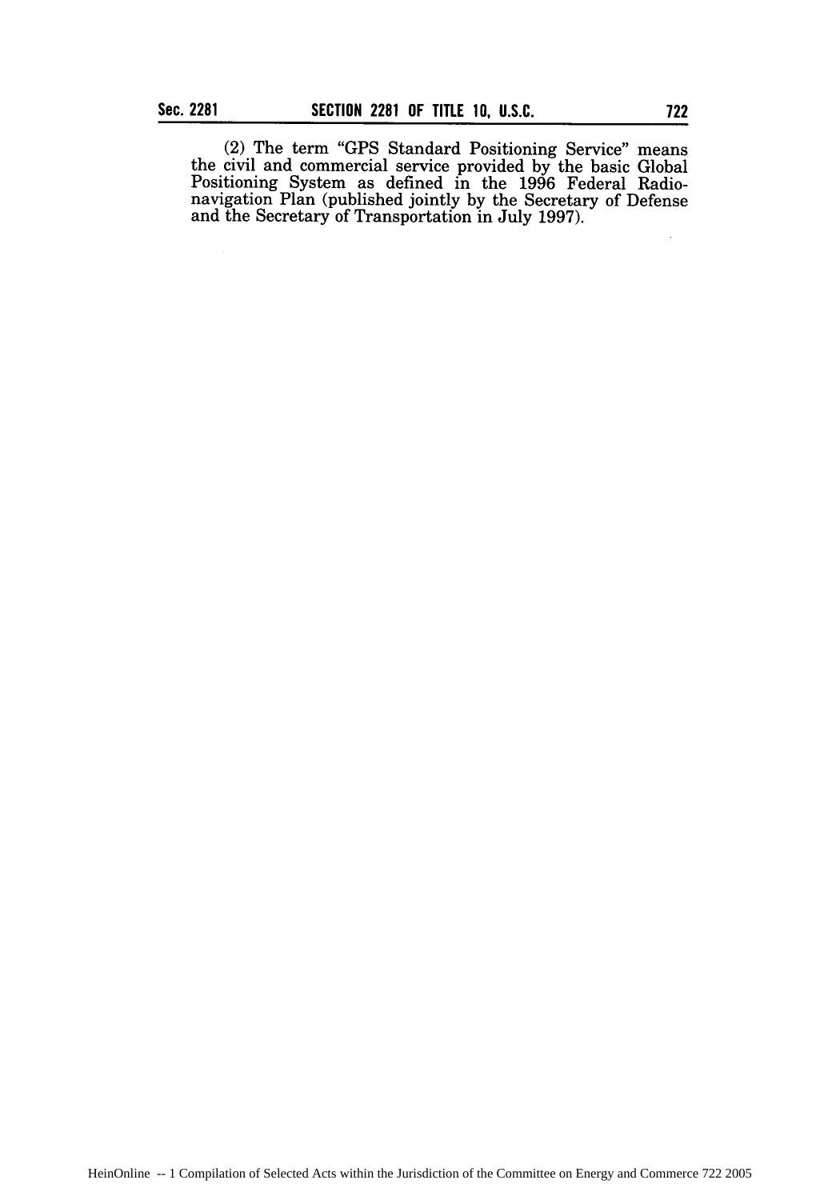(2) The term "GPS Standard Positioning Service" means the civil and commercial service provided by the basic Global Positioning System as defined in the 1996 Federal Radionavigation Plan (published jointly by the Secretary of Defense and the Secretary of Transportation in July 1997).